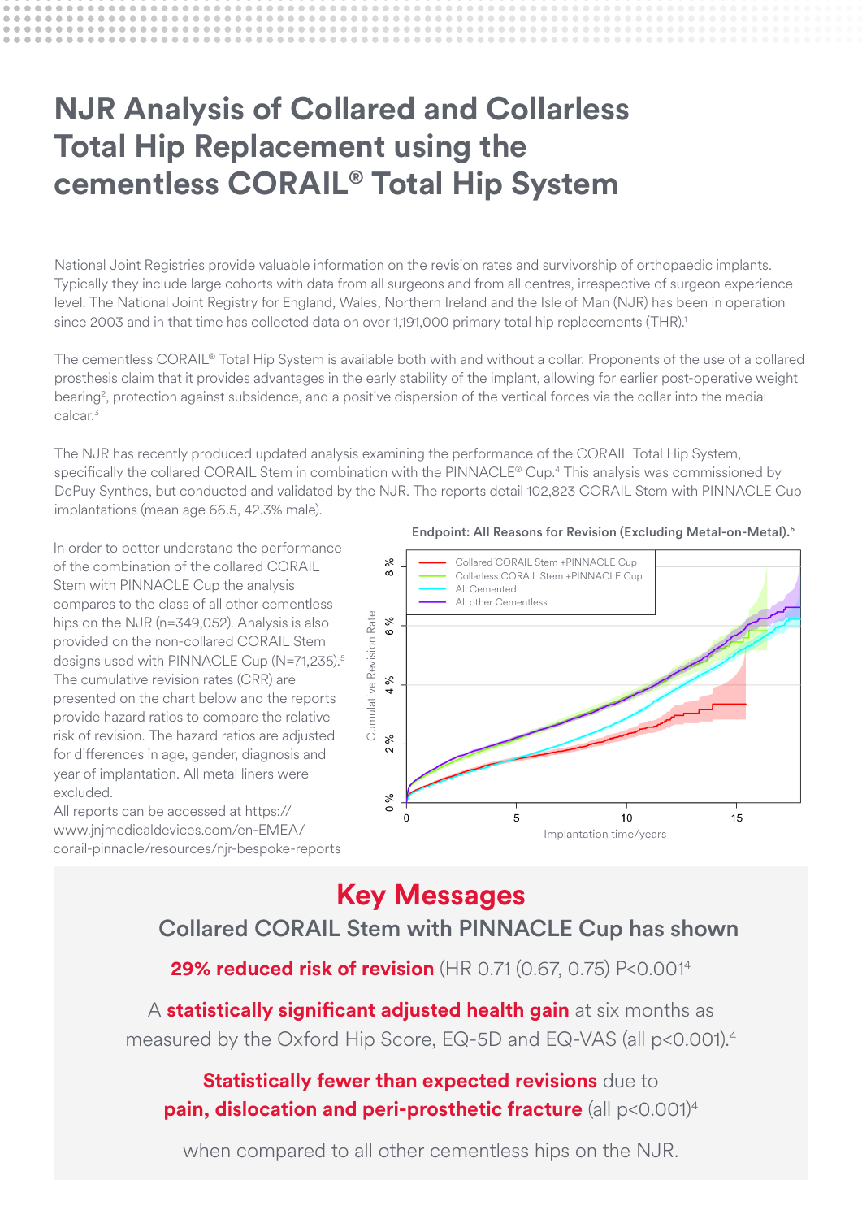# NJR Analysis of Collared and Collarless Total Hip Replacement using the cementless CORAIL® Total Hip System

National Joint Registries provide valuable information on the revision rates and survivorship of orthopaedic implants. Typically they include large cohorts with data from all surgeons and from all centres, irrespective of surgeon experience level. The National Joint Registry for England, Wales, Northern Ireland and the Isle of Man (NJR) has been in operation since 2003 and in that time has collected data on over 1,191,000 primary total hip replacements (THR).[1]

The cementless CORAIL® Total Hip System is available both with and without a collar. Proponents of the use of a collared prosthesis claim that it provides advantages in the early stability of the implant, allowing for earlier post-operative weight bearing[2], protection against subsidence, and a positive dispersion of the vertical forces via the collar into the medial calcar.[3]

The NJR has recently produced updated analysis examining the performance of the CORAIL Total Hip System, specifically the collared CORAIL Stem in combination with the PINNACLE® Cup.[4] This analysis was commissioned by DePuy Synthes, but conducted and validated by the NJR. The reports detail 102,823 CORAIL Stem with PINNACLE Cup implantations (mean age 66.5, 42.3% male).

In order to better understand the performance of the combination of the collared CORAIL Stem with PINNACLE Cup the analysis compares to the class of all other cementless hips on the NJR (n=349,052). Analysis is also provided on the non-collared CORAIL Stem designs used with PINNACLE Cup (N=71,235).[5] The cumulative revision rates (CRR) are presented on the chart below and the reports provide hazard ratios to compare the relative risk of revision. The hazard ratios are adjusted for differences in age, gender, diagnosis and year of implantation. All metal liners were excluded.

All reports can be accessed at https://www.jnjmedicaldevices.com/en-EMEA/corail-pinnacle/resources/njr-bespoke-reports

**Endpoint: All Reasons for Revision (Excluding Metal-on-Metal).[6]**

## Key Messages

### Collared CORAIL Stem with PINNACLE Cup has shown

**29% reduced risk of revision** (HR 0.71 (0.67, 0.75) P<0.001[4]

A **statistically significant adjusted health gain** at six months as measured by the Oxford Hip Score, EQ-5D and EQ-VAS (all p<0.001).[4]

**Statistically fewer than expected revisions** due to **pain, dislocation and peri-prosthetic fracture** (all p<0.001)[4]

when compared to all other cementless hips on the NJR.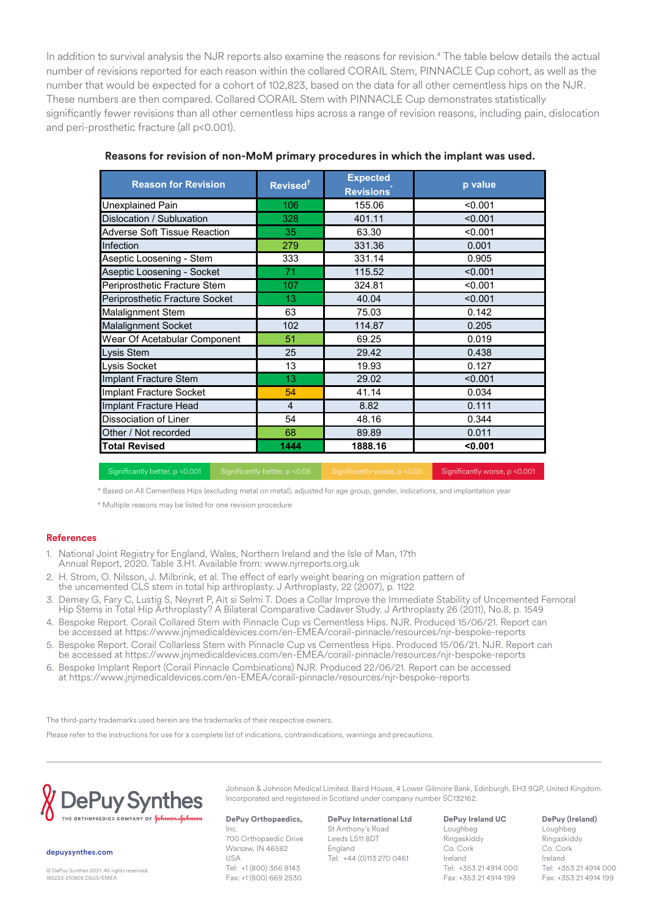In addition to survival analysis the NJR reports also examine the reasons for revision.[4] The table below details the actual number of revisions reported for each reason within the collared CORAIL Stem, PINNACLE Cup cohort, as well as the number that would be expected for a cohort of 102,823, based on the data for all other cementless hips on the NJR. These numbers are then compared. Collared CORAIL Stem with PINNACLE Cup demonstrates statistically significantly fewer revisions than all other cementless hips across a range of revision reasons, including pain, dislocation and peri-prosthetic fracture (all $p<0.001$).

**Reasons for revision of non-MoM primary procedures in which the implant was used.**

| Reason for Revision | Revised† | Expected Revisions* | p value |
|---|---|---|---|
| Unexplained Pain | 106 | 155.06 | <0.001 |
| Dislocation / Subluxation | 328 | 401.11 | <0.001 |
| Adverse Soft Tissue Reaction | 35 | 63.30 | <0.001 |
| Infection | 279 | 331.36 | 0.001 |
| Aseptic Loosening - Stem | 333 | 331.14 | 0.905 |
| Aseptic Loosening - Socket | 71 | 115.52 | <0.001 |
| Periprosthetic Fracture Stem | 107 | 324.81 | <0.001 |
| Periprosthetic Fracture Socket | 13 | 40.04 | <0.001 |
| Malalignment Stem | 63 | 75.03 | 0.142 |
| Malalignment Socket | 102 | 114.87 | 0.205 |
| Wear Of Acetabular Component | 51 | 69.25 | 0.019 |
| Lysis Stem | 25 | 29.42 | 0.438 |
| Lysis Socket | 13 | 19.93 | 0.127 |
| Implant Fracture Stem | 13 | 29.02 | <0.001 |
| Implant Fracture Socket | 54 | 41.14 | 0.034 |
| Implant Fracture Head | 4 | 8.82 | 0.111 |
| Dissociation of Liner | 54 | 48.16 | 0.344 |
| Other / Not recorded | 68 | 89.89 | 0.011 |
| **Total Revised** | **1444** | **1888.16** | **<0.001** |

Significantly better, p <0.001 | Significantly better, p <0.05 | Significantly worse, p <0.05 | Significantly worse, p <0.001

\* Based on All Cementless Hips (excluding metal on metal), adjusted for age group, gender, indications, and implantation year

† Multiple reasons may be listed for one revision procedure

## References

1. National Joint Registry for England, Wales, Northern Ireland and the Isle of Man, 17th Annual Report, 2020. Table 3.H1. Available from: www.njrreports.org.uk
2. H. Strom, O. Nilsson, J. Milbrink, et al. The effect of early weight bearing on migration pattern of the uncemented CLS stem in total hip arthroplasty. J Arthroplasty, 22 (2007), p. 1122
3. Demey G, Fary C, Lustig S, Neyret P, Aït si Selmi T. Does a Collar Improve the Immediate Stability of Uncemented Femoral Hip Stems in Total Hip Arthroplasty? A Bilateral Comparative Cadaver Study. J Arthroplasty 26 (2011), No.8, p. 1549
4. Bespoke Report. Corail Collared Stem with Pinnacle Cup vs Cementless Hips. NJR. Produced 15/06/21. Report can be accessed at https://www.jnjmedicaldevices.com/en-EMEA/corail-pinnacle/resources/njr-bespoke-reports
5. Bespoke Report. Corail Collarless Stem with Pinnacle Cup vs Cementless Hips. Produced 15/06/21. NJR. Report can be accessed at https://www.jnjmedicaldevices.com/en-EMEA/corail-pinnacle/resources/njr-bespoke-reports
6. Bespoke Implant Report (Corail Pinnacle Combinations) NJR. Produced 22/06/21. Report can be accessed at https://www.jnjmedicaldevices.com/en-EMEA/corail-pinnacle/resources/njr-bespoke-reports

The third-party trademarks used herein are the trademarks of their respective owners.

Please refer to the instructions for use for a complete list of indications, contraindications, warnings and precautions.

DePuy Synthes — THE ORTHOPAEDICS COMPANY OF Johnson & Johnson

depuysynthes.com

© DePuy Synthes 2021. All rights reserved.
185233-210805 DSUS/EMEA

Johnson & Johnson Medical Limited. Baird House, 4 Lower Gilmore Bank, Edinburgh, EH3 9QP, United Kingdom. Incorporated and registered in Scotland under company number SC132162.

**DePuy Orthopaedics, Inc.**
700 Orthopaedic Drive
Warsaw, IN 46582
USA
Tel: +1 (800) 366 8143
Fax: +1 (800) 669 2530

**DePuy International Ltd**
St Anthony's Road
Leeds LS11 8DT
England
Tel: +44 (0)113 270 0461

**DePuy Ireland UC**
Loughbeg
Ringaskiddy
Co. Cork
Ireland
Tel: +353 21 4914 000
Fax: +353 21 4914 199

**DePuy (Ireland)**
Loughbeg
Ringaskiddy
Co. Cork
Ireland
Tel: +353 21 4914 000
Fax: +353 21 4914 199